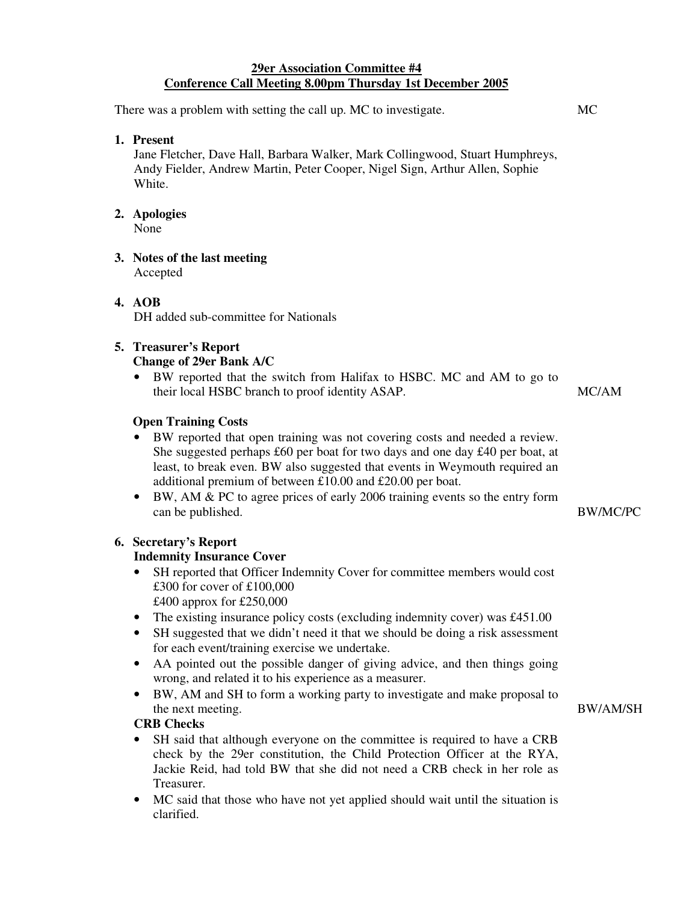**29er Association Committee #4**
**Conference Call Meeting 8.00pm Thursday 1st December 2005**

There was a problem with setting the call up. MC to investigate. — MC

1. **Present**
   Jane Fletcher, Dave Hall, Barbara Walker, Mark Collingwood, Stuart Humphreys, Andy Fielder, Andrew Martin, Peter Cooper, Nigel Sign, Arthur Allen, Sophie White.

2. **Apologies**
   None

3. **Notes of the last meeting**
   Accepted

4. **AOB**
   DH added sub-committee for Nationals

5. **Treasurer's Report**
   **Change of 29er Bank A/C**
   - BW reported that the switch from Halifax to HSBC. MC and AM to go to their local HSBC branch to proof identity ASAP. — MC/AM

   **Open Training Costs**
   - BW reported that open training was not covering costs and needed a review. She suggested perhaps £60 per boat for two days and one day £40 per boat, at least, to break even. BW also suggested that events in Weymouth required an additional premium of between £10.00 and £20.00 per boat.
   - BW, AM & PC to agree prices of early 2006 training events so the entry form can be published. — BW/MC/PC

6. **Secretary's Report**
   **Indemnity Insurance Cover**
   - SH reported that Officer Indemnity Cover for committee members would cost £300 for cover of £100,000
     £400 approx for £250,000
   - The existing insurance policy costs (excluding indemnity cover) was £451.00
   - SH suggested that we didn't need it that we should be doing a risk assessment for each event/training exercise we undertake.
   - AA pointed out the possible danger of giving advice, and then things going wrong, and related it to his experience as a measurer.
   - BW, AM and SH to form a working party to investigate and make proposal to the next meeting. — BW/AM/SH

   **CRB Checks**
   - SH said that although everyone on the committee is required to have a CRB check by the 29er constitution, the Child Protection Officer at the RYA, Jackie Reid, had told BW that she did not need a CRB check in her role as Treasurer.
   - MC said that those who have not yet applied should wait until the situation is clarified.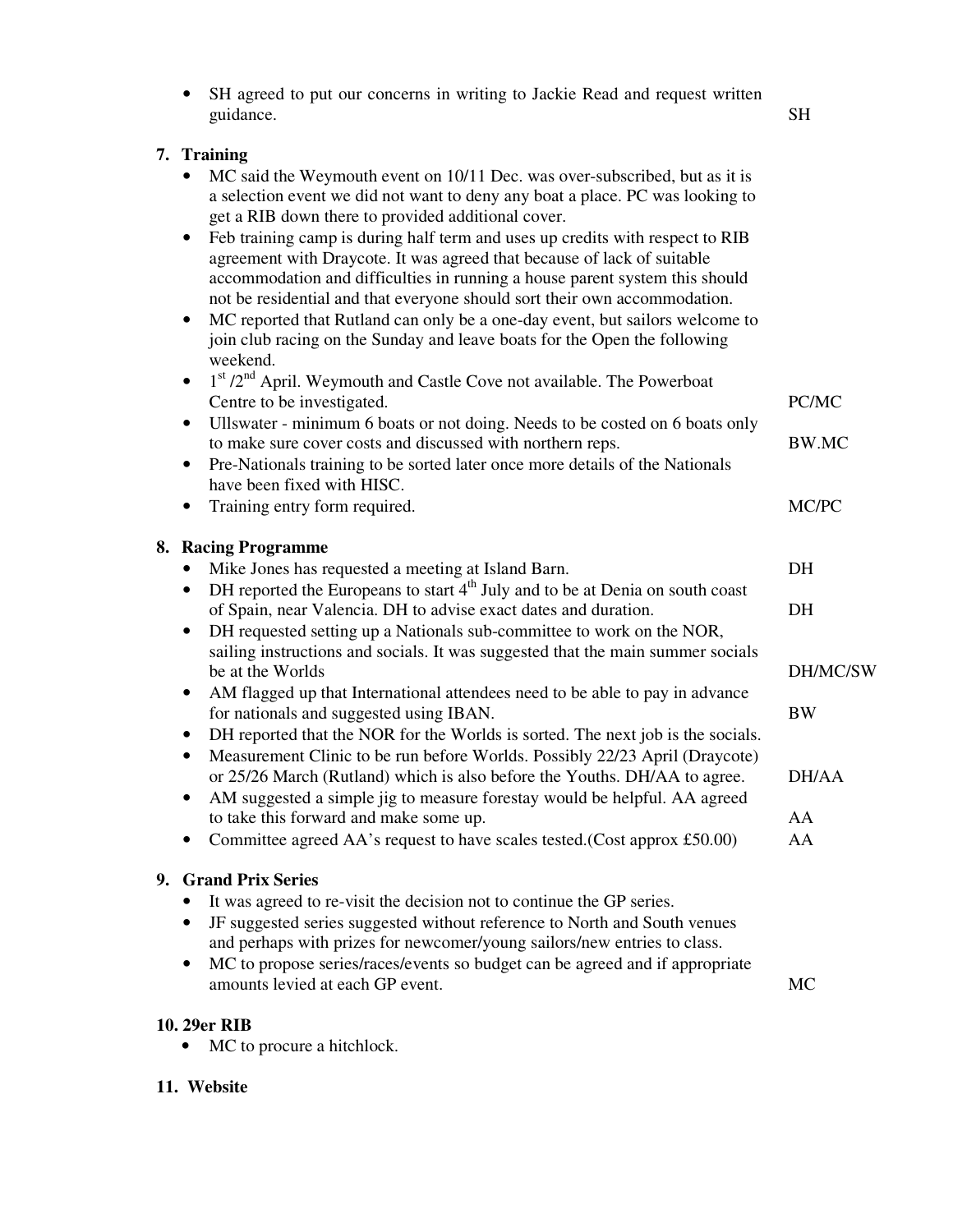- SH agreed to put our concerns in writing to Jackie Read and request written guidance. SH

## 7. Training

- MC said the Weymouth event on 10/11 Dec. was over-subscribed, but as it is a selection event we did not want to deny any boat a place. PC was looking to get a RIB down there to provided additional cover.
- Feb training camp is during half term and uses up credits with respect to RIB agreement with Draycote. It was agreed that because of lack of suitable accommodation and difficulties in running a house parent system this should not be residential and that everyone should sort their own accommodation.
- MC reported that Rutland can only be a one-day event, but sailors welcome to join club racing on the Sunday and leave boats for the Open the following weekend.
- 1st /2nd April. Weymouth and Castle Cove not available. The Powerboat Centre to be investigated. PC/MC
- Ullswater - minimum 6 boats or not doing. Needs to be costed on 6 boats only to make sure cover costs and discussed with northern reps. BW.MC
- Pre-Nationals training to be sorted later once more details of the Nationals have been fixed with HISC.
- Training entry form required. MC/PC

## 8. Racing Programme

- Mike Jones has requested a meeting at Island Barn. DH
- DH reported the Europeans to start 4th July and to be at Denia on south coast of Spain, near Valencia. DH to advise exact dates and duration. DH
- DH requested setting up a Nationals sub-committee to work on the NOR, sailing instructions and socials. It was suggested that the main summer socials be at the Worlds DH/MC/SW
- AM flagged up that International attendees need to be able to pay in advance for nationals and suggested using IBAN. BW
- DH reported that the NOR for the Worlds is sorted. The next job is the socials.
- Measurement Clinic to be run before Worlds. Possibly 22/23 April (Draycote) or 25/26 March (Rutland) which is also before the Youths. DH/AA to agree. DH/AA
- AM suggested a simple jig to measure forestay would be helpful. AA agreed to take this forward and make some up. AA
- Committee agreed AA's request to have scales tested.(Cost approx £50.00) AA

## 9. Grand Prix Series

- It was agreed to re-visit the decision not to continue the GP series.
- JF suggested series suggested without reference to North and South venues and perhaps with prizes for newcomer/young sailors/new entries to class.
- MC to propose series/races/events so budget can be agreed and if appropriate amounts levied at each GP event. MC

## 10. 29er RIB

- MC to procure a hitchlock.

## 11. Website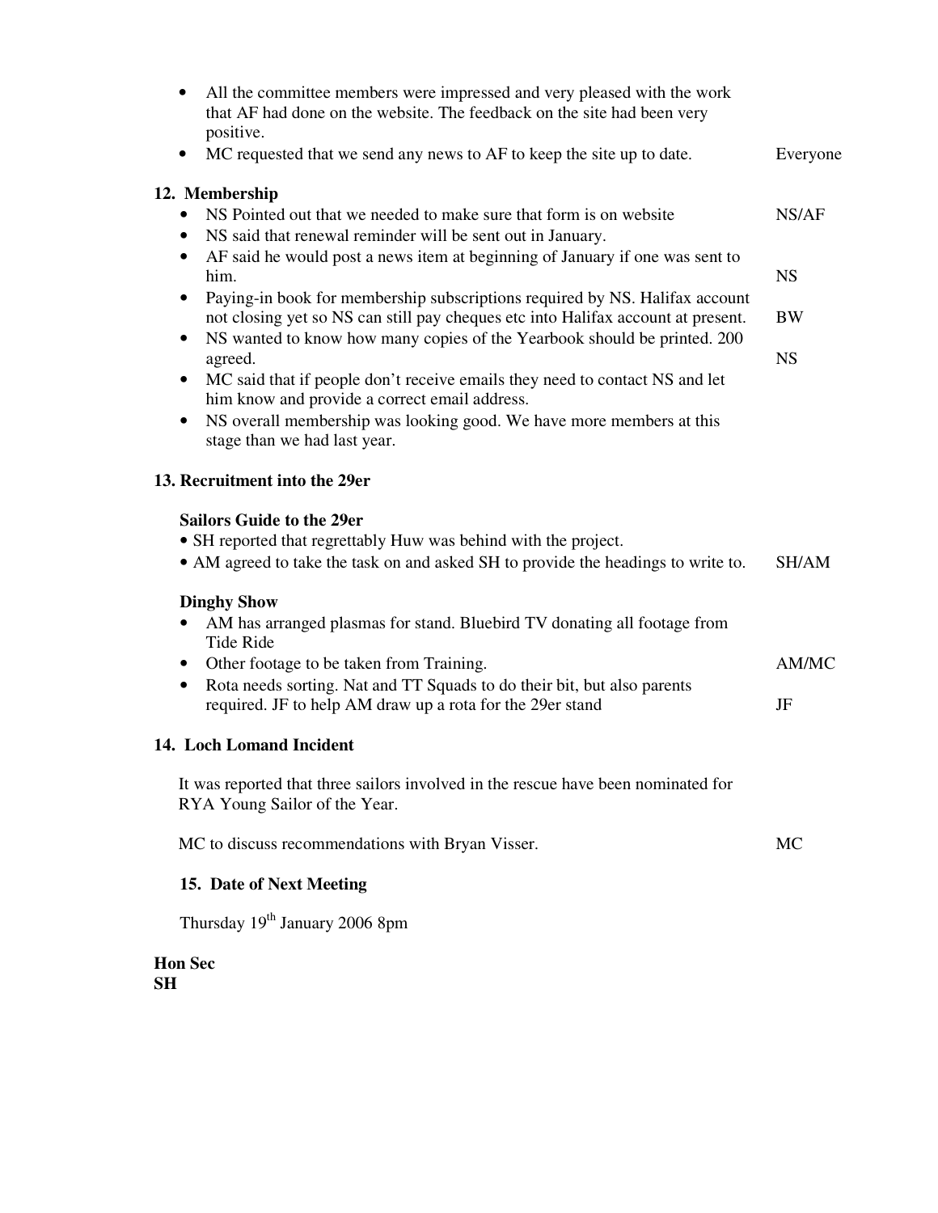- All the committee members were impressed and very pleased with the work that AF had done on the website. The feedback on the site had been very positive.
- MC requested that we send any news to AF to keep the site up to date. Everyone

## 12. Membership

- NS Pointed out that we needed to make sure that form is on website NS/AF
- NS said that renewal reminder will be sent out in January.
- AF said he would post a news item at beginning of January if one was sent to him. NS
- Paying-in book for membership subscriptions required by NS. Halifax account not closing yet so NS can still pay cheques etc into Halifax account at present. BW
- NS wanted to know how many copies of the Yearbook should be printed. 200 agreed. NS
- MC said that if people don't receive emails they need to contact NS and let him know and provide a correct email address.
- NS overall membership was looking good. We have more members at this stage than we had last year.

## 13. Recruitment into the 29er

### Sailors Guide to the 29er

- SH reported that regrettably Huw was behind with the project.
- AM agreed to take the task on and asked SH to provide the headings to write to. SH/AM

### Dinghy Show

- AM has arranged plasmas for stand. Bluebird TV donating all footage from Tide Ride
- Other footage to be taken from Training. AM/MC
- Rota needs sorting. Nat and TT Squads to do their bit, but also parents required. JF to help AM draw up a rota for the 29er stand JF

## 14. Loch Lomand Incident

It was reported that three sailors involved in the rescue have been nominated for RYA Young Sailor of the Year.

MC to discuss recommendations with Bryan Visser. MC

## 15. Date of Next Meeting

Thursday 19th January 2006 8pm

**Hon Sec**
**SH**